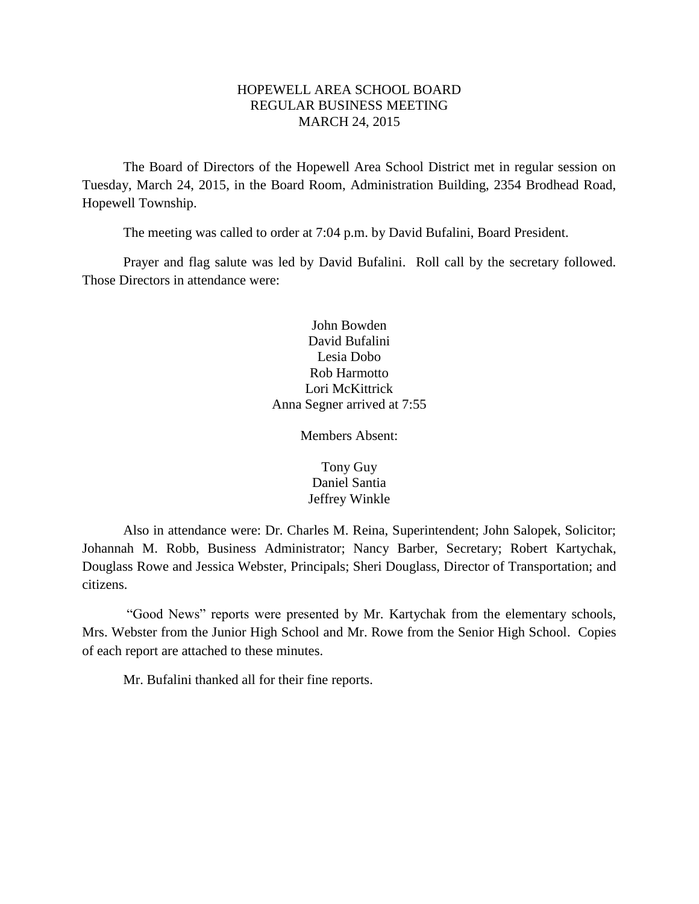# HOPEWELL AREA SCHOOL BOARD
## REGULAR BUSINESS MEETING
## MARCH 24, 2015

The Board of Directors of the Hopewell Area School District met in regular session on Tuesday, March 24, 2015, in the Board Room, Administration Building, 2354 Brodhead Road, Hopewell Township.

The meeting was called to order at 7:04 p.m. by David Bufalini, Board President.

Prayer and flag salute was led by David Bufalini. Roll call by the secretary followed. Those Directors in attendance were:

John Bowden
David Bufalini
Lesia Dobo
Rob Harmotto
Lori McKittrick
Anna Segner arrived at 7:55

Members Absent:

Tony Guy
Daniel Santia
Jeffrey Winkle

Also in attendance were: Dr. Charles M. Reina, Superintendent; John Salopek, Solicitor; Johannah M. Robb, Business Administrator; Nancy Barber, Secretary; Robert Kartychak, Douglass Rowe and Jessica Webster, Principals; Sheri Douglass, Director of Transportation; and citizens.

"Good News" reports were presented by Mr. Kartychak from the elementary schools, Mrs. Webster from the Junior High School and Mr. Rowe from the Senior High School. Copies of each report are attached to these minutes.

Mr. Bufalini thanked all for their fine reports.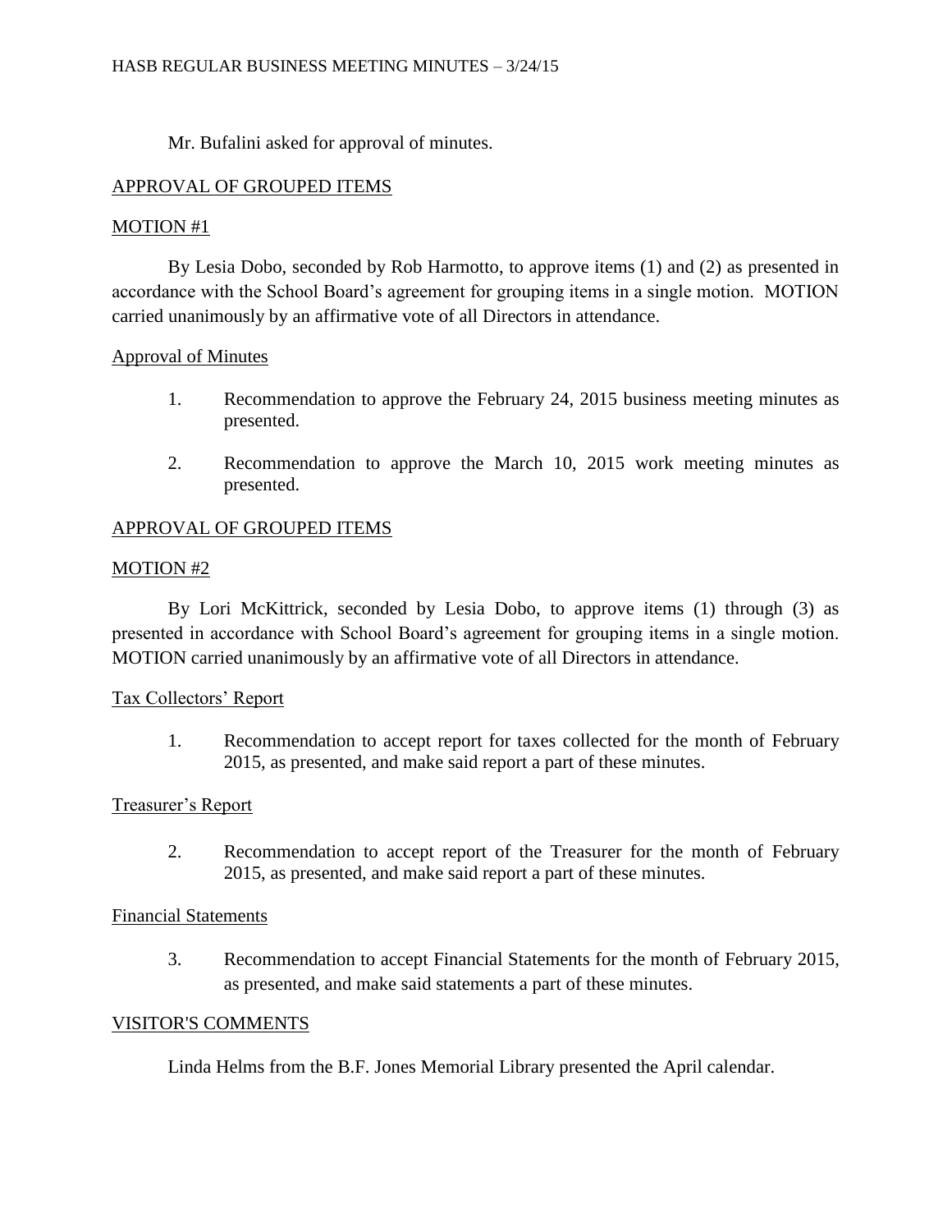Mr. Bufalini asked for approval of minutes.

## APPROVAL OF GROUPED ITEMS

### MOTION #1

By Lesia Dobo, seconded by Rob Harmotto, to approve items (1) and (2) as presented in accordance with the School Board's agreement for grouping items in a single motion. MOTION carried unanimously by an affirmative vote of all Directors in attendance.

### Approval of Minutes

1. Recommendation to approve the February 24, 2015 business meeting minutes as presented.

2. Recommendation to approve the March 10, 2015 work meeting minutes as presented.

## APPROVAL OF GROUPED ITEMS

### MOTION #2

By Lori McKittrick, seconded by Lesia Dobo, to approve items (1) through (3) as presented in accordance with School Board's agreement for grouping items in a single motion. MOTION carried unanimously by an affirmative vote of all Directors in attendance.

### Tax Collectors' Report

1. Recommendation to accept report for taxes collected for the month of February 2015, as presented, and make said report a part of these minutes.

### Treasurer's Report

2. Recommendation to accept report of the Treasurer for the month of February 2015, as presented, and make said report a part of these minutes.

### Financial Statements

3. Recommendation to accept Financial Statements for the month of February 2015, as presented, and make said statements a part of these minutes.

## VISITOR'S COMMENTS

Linda Helms from the B.F. Jones Memorial Library presented the April calendar.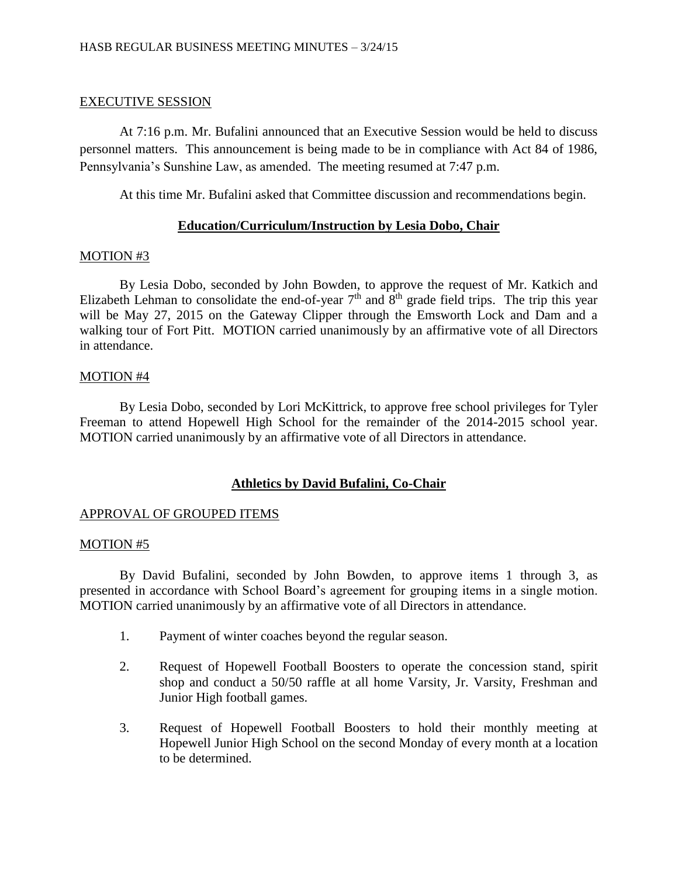EXECUTIVE SESSION

At 7:16 p.m. Mr. Bufalini announced that an Executive Session would be held to discuss personnel matters. This announcement is being made to be in compliance with Act 84 of 1986, Pennsylvania's Sunshine Law, as amended. The meeting resumed at 7:47 p.m.

At this time Mr. Bufalini asked that Committee discussion and recommendations begin.

## Education/Curriculum/Instruction by Lesia Dobo, Chair

MOTION #3

By Lesia Dobo, seconded by John Bowden, to approve the request of Mr. Katkich and Elizabeth Lehman to consolidate the end-of-year 7th and 8th grade field trips. The trip this year will be May 27, 2015 on the Gateway Clipper through the Emsworth Lock and Dam and a walking tour of Fort Pitt. MOTION carried unanimously by an affirmative vote of all Directors in attendance.

MOTION #4

By Lesia Dobo, seconded by Lori McKittrick, to approve free school privileges for Tyler Freeman to attend Hopewell High School for the remainder of the 2014-2015 school year. MOTION carried unanimously by an affirmative vote of all Directors in attendance.

## Athletics by David Bufalini, Co-Chair

APPROVAL OF GROUPED ITEMS

MOTION #5

By David Bufalini, seconded by John Bowden, to approve items 1 through 3, as presented in accordance with School Board's agreement for grouping items in a single motion. MOTION carried unanimously by an affirmative vote of all Directors in attendance.

1. Payment of winter coaches beyond the regular season.
2. Request of Hopewell Football Boosters to operate the concession stand, spirit shop and conduct a 50/50 raffle at all home Varsity, Jr. Varsity, Freshman and Junior High football games.
3. Request of Hopewell Football Boosters to hold their monthly meeting at Hopewell Junior High School on the second Monday of every month at a location to be determined.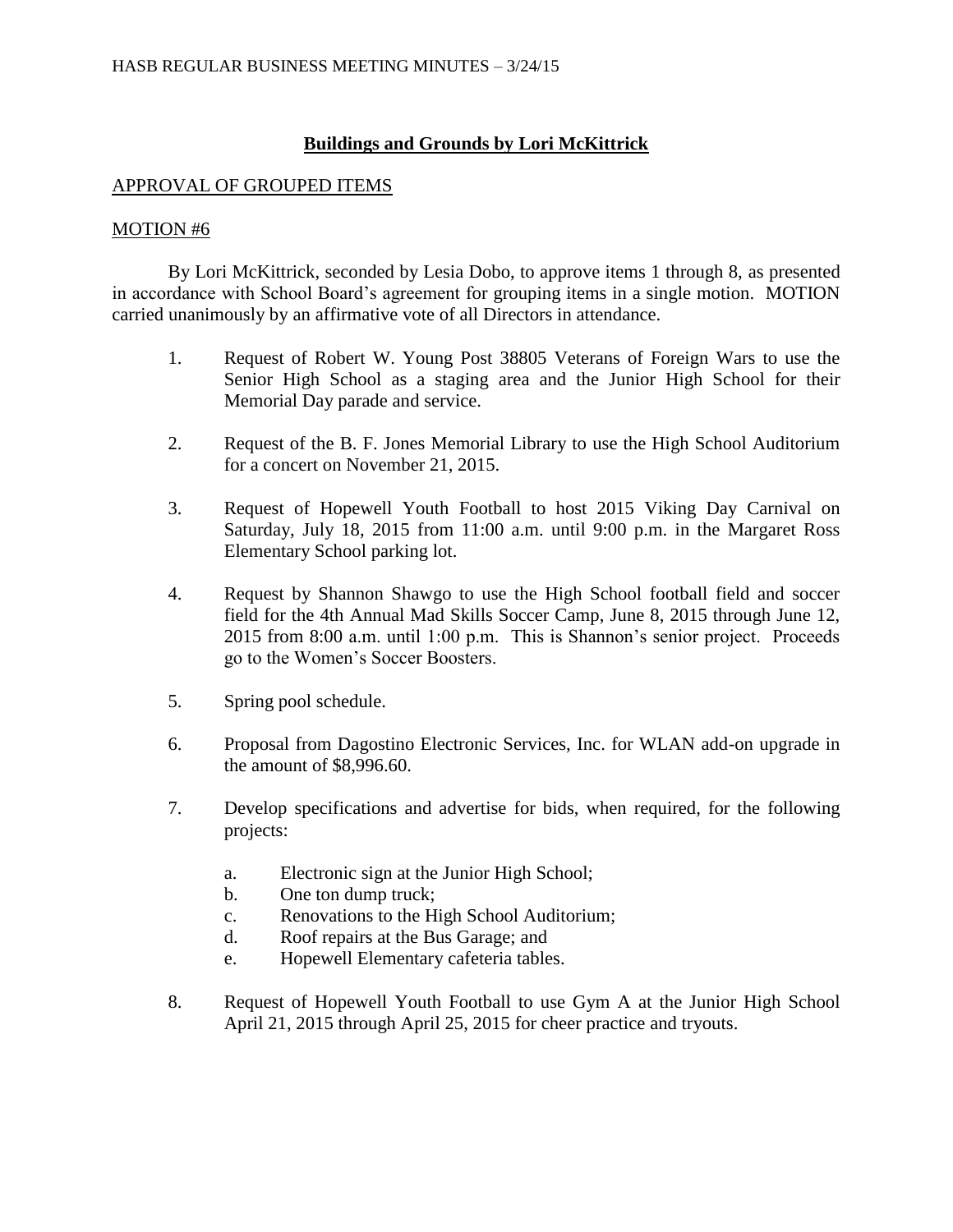## **Buildings and Grounds by Lori McKittrick**

APPROVAL OF GROUPED ITEMS

MOTION #6

By Lori McKittrick, seconded by Lesia Dobo, to approve items 1 through 8, as presented in accordance with School Board's agreement for grouping items in a single motion. MOTION carried unanimously by an affirmative vote of all Directors in attendance.

1. Request of Robert W. Young Post 38805 Veterans of Foreign Wars to use the Senior High School as a staging area and the Junior High School for their Memorial Day parade and service.

2. Request of the B. F. Jones Memorial Library to use the High School Auditorium for a concert on November 21, 2015.

3. Request of Hopewell Youth Football to host 2015 Viking Day Carnival on Saturday, July 18, 2015 from 11:00 a.m. until 9:00 p.m. in the Margaret Ross Elementary School parking lot.

4. Request by Shannon Shawgo to use the High School football field and soccer field for the 4th Annual Mad Skills Soccer Camp, June 8, 2015 through June 12, 2015 from 8:00 a.m. until 1:00 p.m. This is Shannon's senior project. Proceeds go to the Women's Soccer Boosters.

5. Spring pool schedule.

6. Proposal from Dagostino Electronic Services, Inc. for WLAN add-on upgrade in the amount of $8,996.60.

7. Develop specifications and advertise for bids, when required, for the following projects:

   a. Electronic sign at the Junior High School;
   b. One ton dump truck;
   c. Renovations to the High School Auditorium;
   d. Roof repairs at the Bus Garage; and
   e. Hopewell Elementary cafeteria tables.

8. Request of Hopewell Youth Football to use Gym A at the Junior High School April 21, 2015 through April 25, 2015 for cheer practice and tryouts.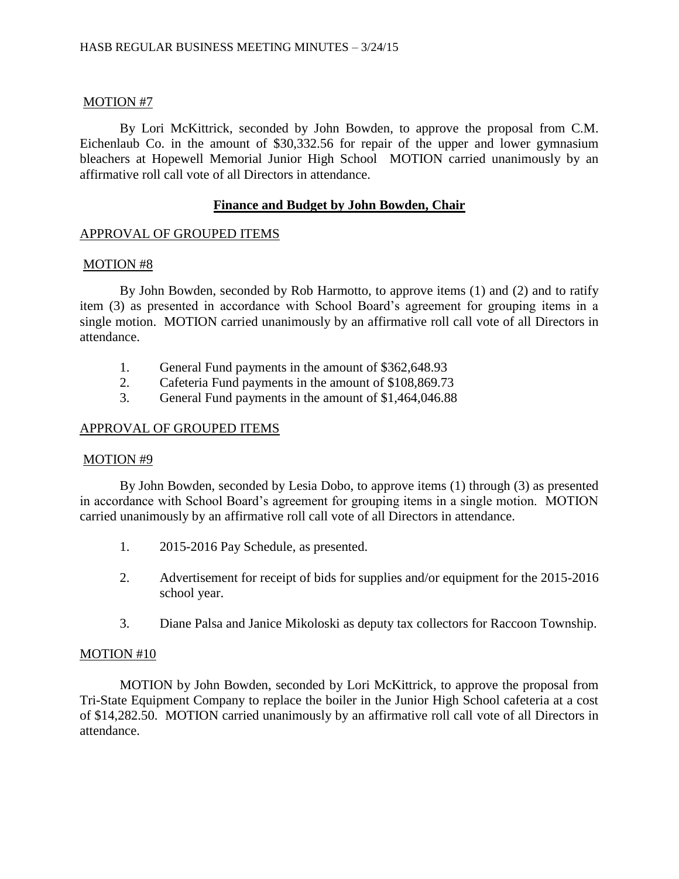MOTION #7

By Lori McKittrick, seconded by John Bowden, to approve the proposal from C.M. Eichenlaub Co. in the amount of $30,332.56 for repair of the upper and lower gymnasium bleachers at Hopewell Memorial Junior High School MOTION carried unanimously by an affirmative roll call vote of all Directors in attendance.

## Finance and Budget by John Bowden, Chair

APPROVAL OF GROUPED ITEMS

MOTION #8

By John Bowden, seconded by Rob Harmotto, to approve items (1) and (2) and to ratify item (3) as presented in accordance with School Board's agreement for grouping items in a single motion. MOTION carried unanimously by an affirmative roll call vote of all Directors in attendance.

1. General Fund payments in the amount of $362,648.93
2. Cafeteria Fund payments in the amount of $108,869.73
3. General Fund payments in the amount of $1,464,046.88

APPROVAL OF GROUPED ITEMS

MOTION #9

By John Bowden, seconded by Lesia Dobo, to approve items (1) through (3) as presented in accordance with School Board's agreement for grouping items in a single motion. MOTION carried unanimously by an affirmative roll call vote of all Directors in attendance.

1. 2015-2016 Pay Schedule, as presented.
2. Advertisement for receipt of bids for supplies and/or equipment for the 2015-2016 school year.
3. Diane Palsa and Janice Mikoloski as deputy tax collectors for Raccoon Township.

MOTION #10

MOTION by John Bowden, seconded by Lori McKittrick, to approve the proposal from Tri-State Equipment Company to replace the boiler in the Junior High School cafeteria at a cost of $14,282.50. MOTION carried unanimously by an affirmative roll call vote of all Directors in attendance.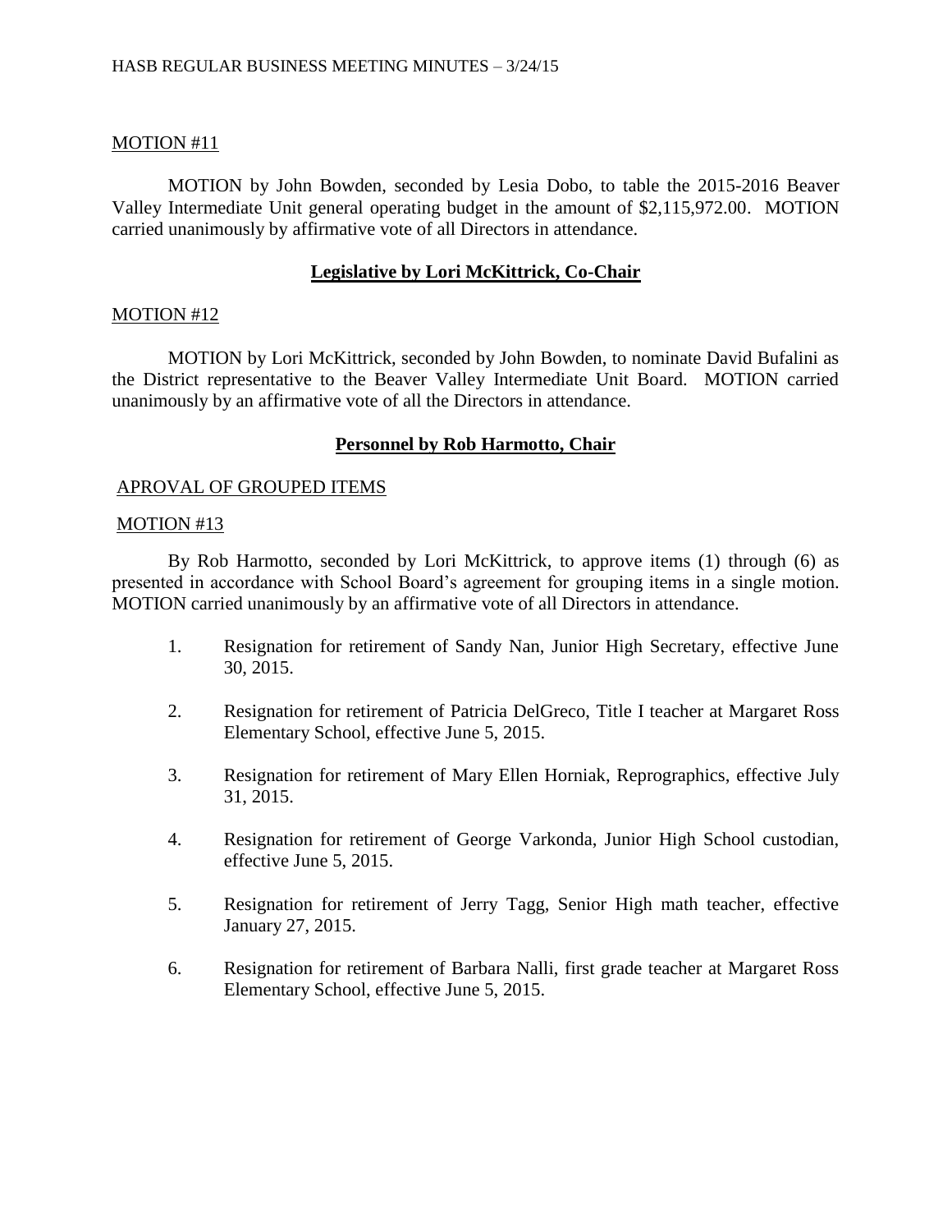MOTION #11

MOTION by John Bowden, seconded by Lesia Dobo, to table the 2015-2016 Beaver Valley Intermediate Unit general operating budget in the amount of $2,115,972.00. MOTION carried unanimously by affirmative vote of all Directors in attendance.

## **Legislative by Lori McKittrick, Co-Chair**

MOTION #12

MOTION by Lori McKittrick, seconded by John Bowden, to nominate David Bufalini as the District representative to the Beaver Valley Intermediate Unit Board. MOTION carried unanimously by an affirmative vote of all the Directors in attendance.

## **Personnel by Rob Harmotto, Chair**

APROVAL OF GROUPED ITEMS

MOTION #13

By Rob Harmotto, seconded by Lori McKittrick, to approve items (1) through (6) as presented in accordance with School Board's agreement for grouping items in a single motion. MOTION carried unanimously by an affirmative vote of all Directors in attendance.

1. Resignation for retirement of Sandy Nan, Junior High Secretary, effective June 30, 2015.

2. Resignation for retirement of Patricia DelGreco, Title I teacher at Margaret Ross Elementary School, effective June 5, 2015.

3. Resignation for retirement of Mary Ellen Horniak, Reprographics, effective July 31, 2015.

4. Resignation for retirement of George Varkonda, Junior High School custodian, effective June 5, 2015.

5. Resignation for retirement of Jerry Tagg, Senior High math teacher, effective January 27, 2015.

6. Resignation for retirement of Barbara Nalli, first grade teacher at Margaret Ross Elementary School, effective June 5, 2015.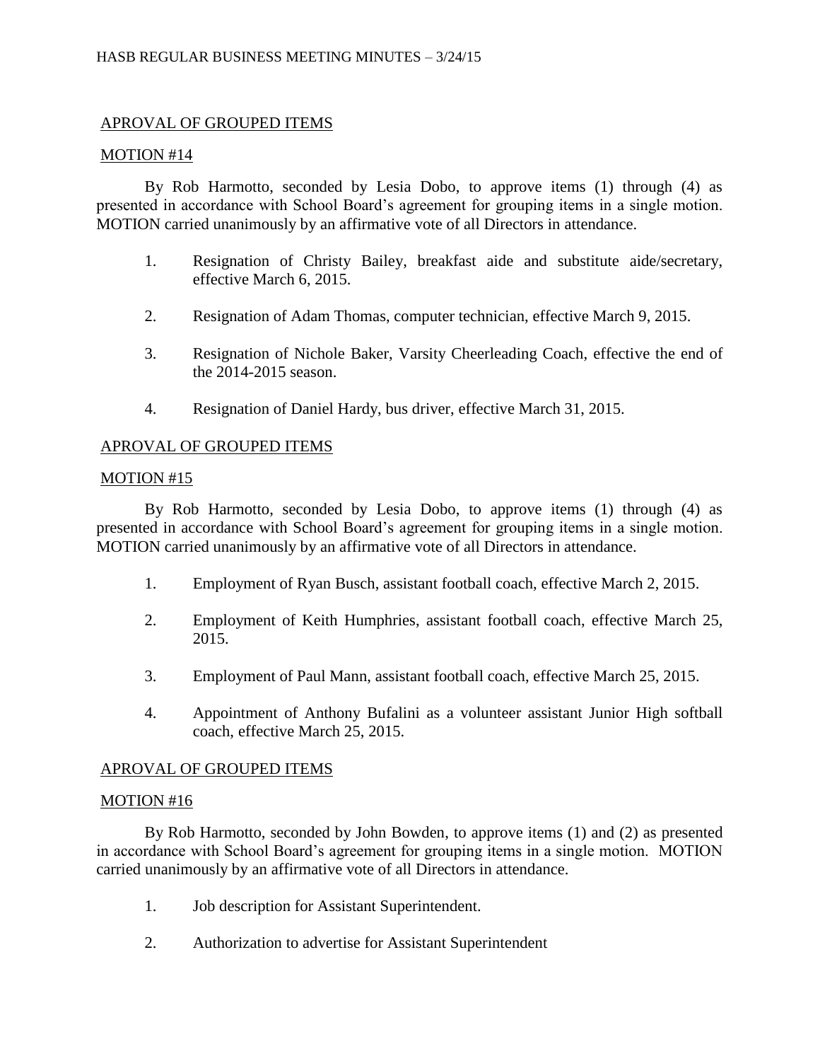APROVAL OF GROUPED ITEMS

MOTION #14

By Rob Harmotto, seconded by Lesia Dobo, to approve items (1) through (4) as presented in accordance with School Board's agreement for grouping items in a single motion. MOTION carried unanimously by an affirmative vote of all Directors in attendance.

1. Resignation of Christy Bailey, breakfast aide and substitute aide/secretary, effective March 6, 2015.
2. Resignation of Adam Thomas, computer technician, effective March 9, 2015.
3. Resignation of Nichole Baker, Varsity Cheerleading Coach, effective the end of the 2014-2015 season.
4. Resignation of Daniel Hardy, bus driver, effective March 31, 2015.

APROVAL OF GROUPED ITEMS

MOTION #15

By Rob Harmotto, seconded by Lesia Dobo, to approve items (1) through (4) as presented in accordance with School Board's agreement for grouping items in a single motion. MOTION carried unanimously by an affirmative vote of all Directors in attendance.

1. Employment of Ryan Busch, assistant football coach, effective March 2, 2015.
2. Employment of Keith Humphries, assistant football coach, effective March 25, 2015.
3. Employment of Paul Mann, assistant football coach, effective March 25, 2015.
4. Appointment of Anthony Bufalini as a volunteer assistant Junior High softball coach, effective March 25, 2015.

APROVAL OF GROUPED ITEMS

MOTION #16

By Rob Harmotto, seconded by John Bowden, to approve items (1) and (2) as presented in accordance with School Board's agreement for grouping items in a single motion. MOTION carried unanimously by an affirmative vote of all Directors in attendance.

1. Job description for Assistant Superintendent.
2. Authorization to advertise for Assistant Superintendent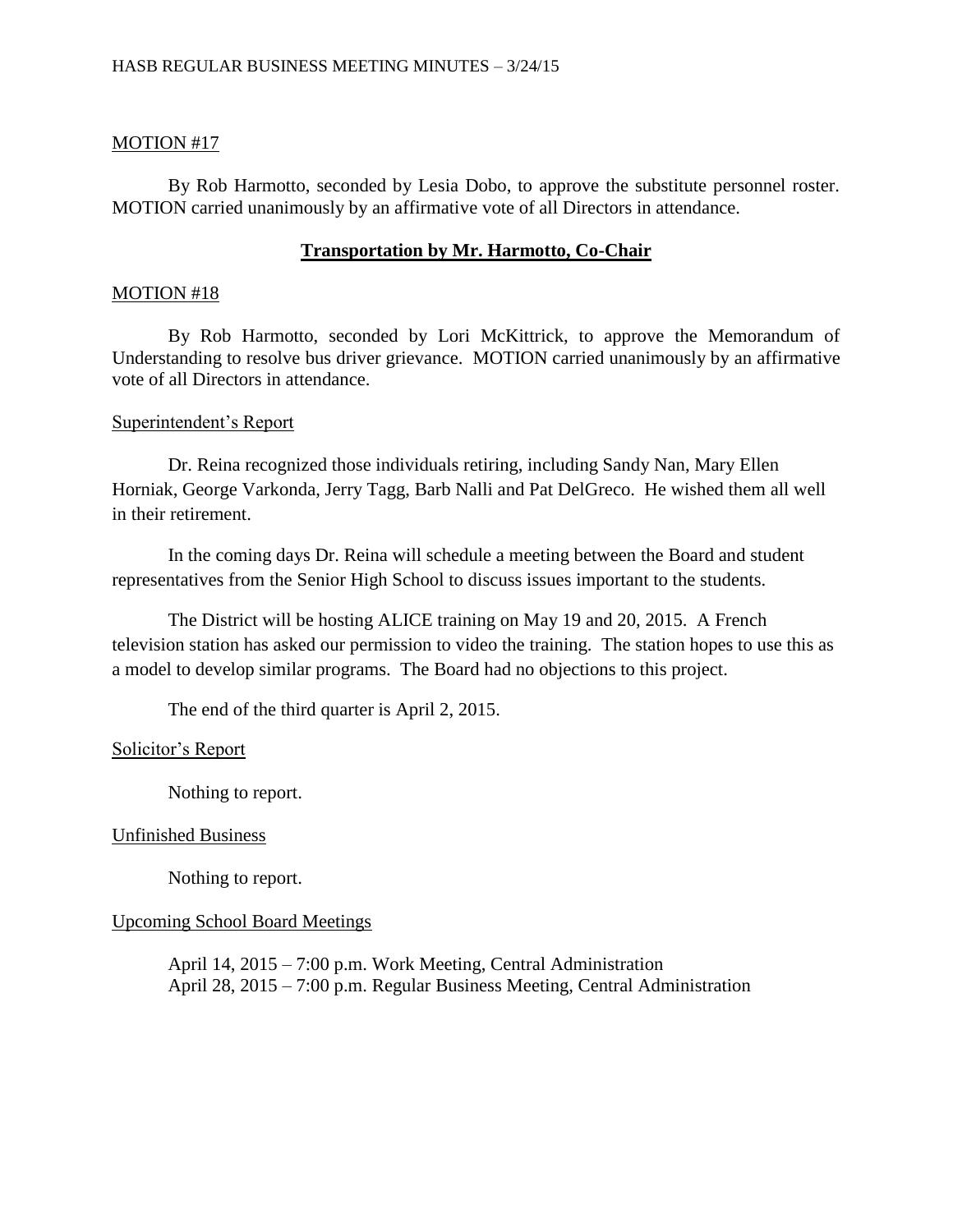MOTION #17

By Rob Harmotto, seconded by Lesia Dobo, to approve the substitute personnel roster. MOTION carried unanimously by an affirmative vote of all Directors in attendance.

**Transportation by Mr. Harmotto, Co-Chair**

MOTION #18

By Rob Harmotto, seconded by Lori McKittrick, to approve the Memorandum of Understanding to resolve bus driver grievance. MOTION carried unanimously by an affirmative vote of all Directors in attendance.

Superintendent's Report

Dr. Reina recognized those individuals retiring, including Sandy Nan, Mary Ellen Horniak, George Varkonda, Jerry Tagg, Barb Nalli and Pat DelGreco. He wished them all well in their retirement.

In the coming days Dr. Reina will schedule a meeting between the Board and student representatives from the Senior High School to discuss issues important to the students.

The District will be hosting ALICE training on May 19 and 20, 2015. A French television station has asked our permission to video the training. The station hopes to use this as a model to develop similar programs. The Board had no objections to this project.

The end of the third quarter is April 2, 2015.

Solicitor's Report

Nothing to report.

Unfinished Business

Nothing to report.

Upcoming School Board Meetings

April 14, 2015 – 7:00 p.m. Work Meeting, Central Administration
April 28, 2015 – 7:00 p.m. Regular Business Meeting, Central Administration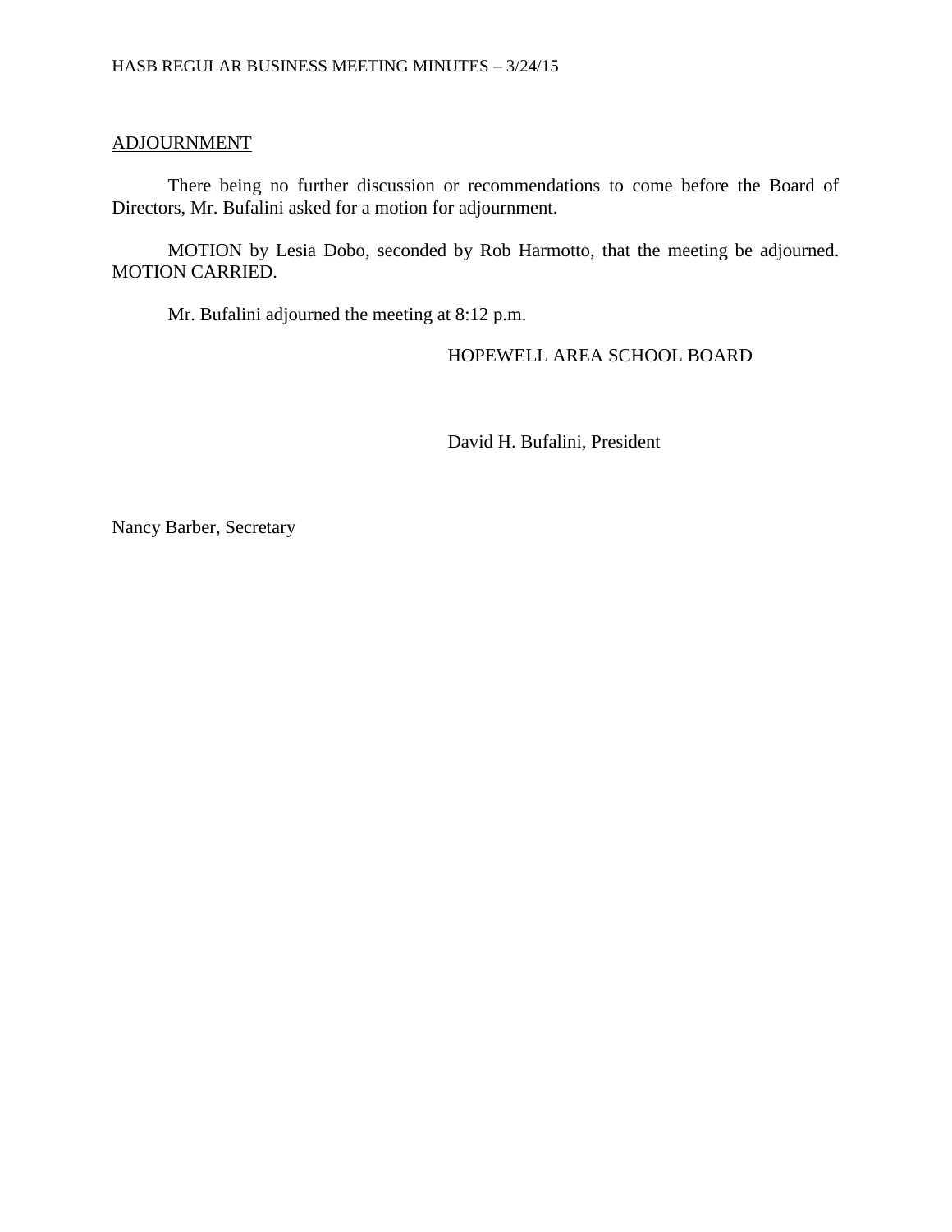<u>ADJOURNMENT</u>

There being no further discussion or recommendations to come before the Board of Directors, Mr. Bufalini asked for a motion for adjournment.

MOTION by Lesia Dobo, seconded by Rob Harmotto, that the meeting be adjourned. MOTION CARRIED.

Mr. Bufalini adjourned the meeting at 8:12 p.m.

HOPEWELL AREA SCHOOL BOARD

David H. Bufalini, President

Nancy Barber, Secretary